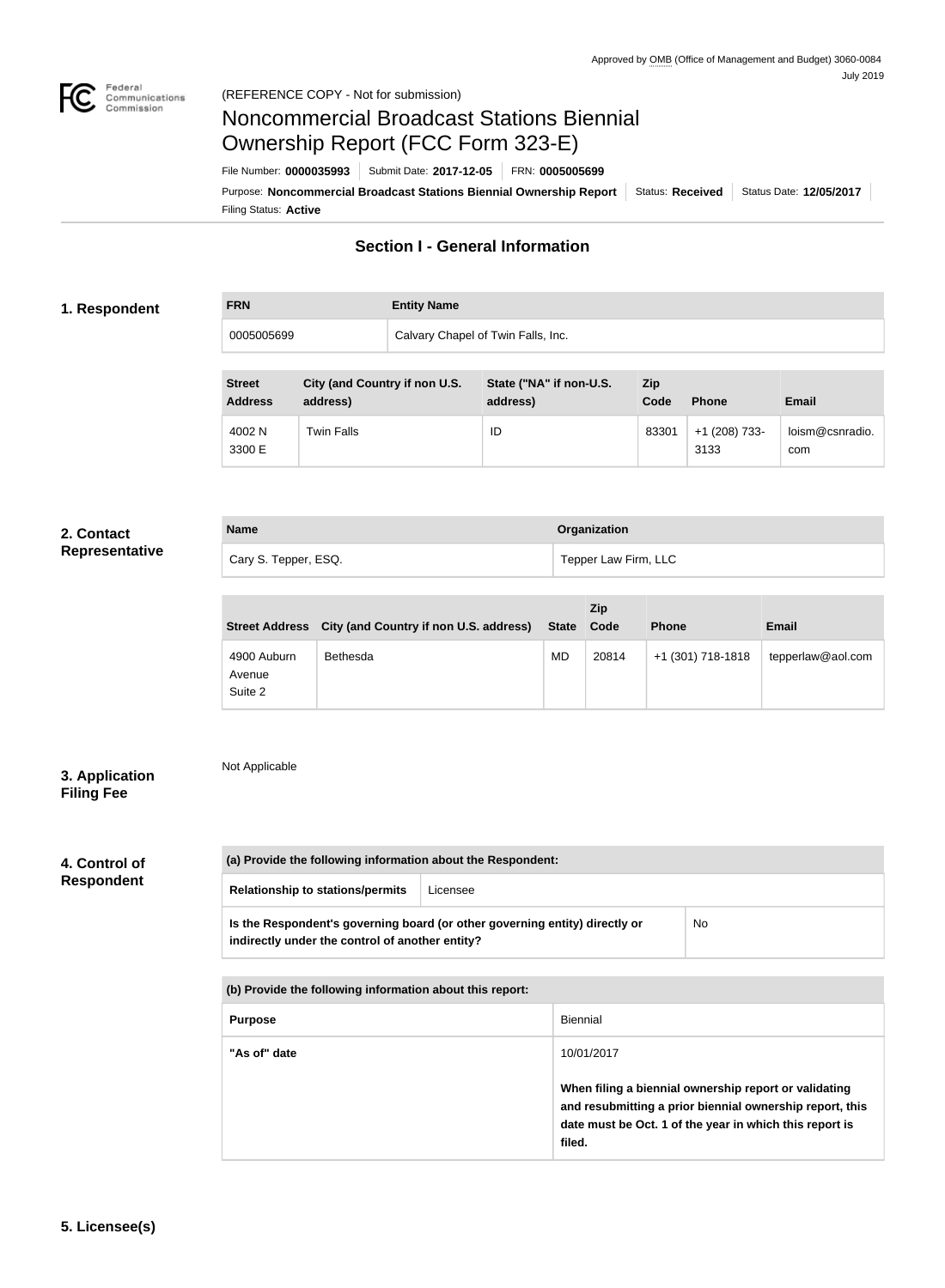Approved by OMB (Office of Management and Budget) 3060-0084
July 2019

(REFERENCE COPY - Not for submission)

# Noncommercial Broadcast Stations Biennial Ownership Report (FCC Form 323-E)

File Number: **0000035993** | Submit Date: **2017-12-05** | FRN: **0005005699**

Purpose: **Noncommercial Broadcast Stations Biennial Ownership Report** | Status: **Received** | Status Date: **12/05/2017**

Filing Status: **Active**

## Section I - General Information

### 1. Respondent

| FRN | Entity Name |
| --- | --- |
| 0005005699 | Calvary Chapel of Twin Falls, Inc. |

| Street Address | City (and Country if non U.S. address) | State ("NA" if non-U.S. address) | Zip Code | Phone | Email |
| --- | --- | --- | --- | --- | --- |
| 4002 N 3300 E | Twin Falls | ID | 83301 | +1 (208) 733-3133 | loism@csnradio.com |

### 2. Contact Representative

| Name | Organization |
| --- | --- |
| Cary S. Tepper, ESQ. | Tepper Law Firm, LLC |

| Street Address | City (and Country if non U.S. address) | State | Zip Code | Phone | Email |
| --- | --- | --- | --- | --- | --- |
| 4900 Auburn Avenue Suite 2 | Bethesda | MD | 20814 | +1 (301) 718-1818 | tepperlaw@aol.com |

### 3. Application Filing Fee

Not Applicable

### 4. Control of Respondent

| (a) Provide the following information about the Respondent: | |
| --- | --- |
| Relationship to stations/permits | Licensee |
| Is the Respondent's governing board (or other governing entity) directly or indirectly under the control of another entity? | No |

| (b) Provide the following information about this report: | |
| --- | --- |
| Purpose | Biennial |
| "As of" date | 10/01/2017<br><br>**When filing a biennial ownership report or validating and resubmitting a prior biennial ownership report, this date must be Oct. 1 of the year in which this report is filed.** |

### 5. Licensee(s)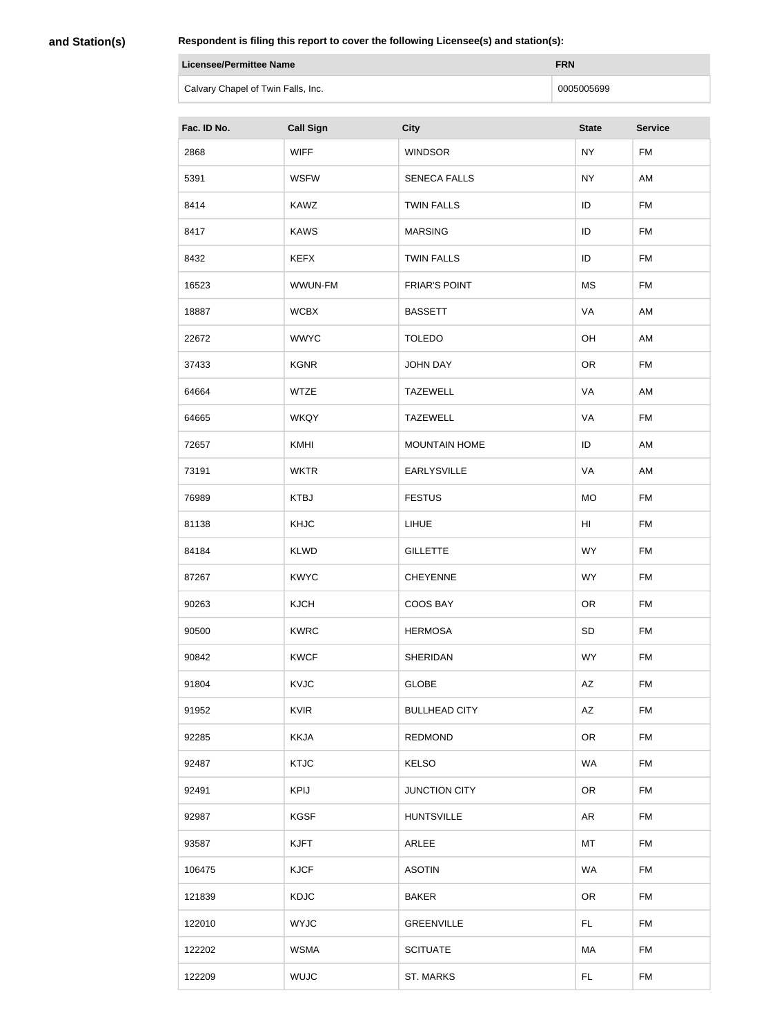**and Station(s)**

**Respondent is filing this report to cover the following Licensee(s) and station(s):**

| Licensee/Permittee Name | FRN |
| --- | --- |
| Calvary Chapel of Twin Falls, Inc. | 0005005699 |

| Fac. ID No. | Call Sign | City | State | Service |
| --- | --- | --- | --- | --- |
| 2868 | WIFF | WINDSOR | NY | FM |
| 5391 | WSFW | SENECA FALLS | NY | AM |
| 8414 | KAWZ | TWIN FALLS | ID | FM |
| 8417 | KAWS | MARSING | ID | FM |
| 8432 | KEFX | TWIN FALLS | ID | FM |
| 16523 | WWUN-FM | FRIAR'S POINT | MS | FM |
| 18887 | WCBX | BASSETT | VA | AM |
| 22672 | WWYC | TOLEDO | OH | AM |
| 37433 | KGNR | JOHN DAY | OR | FM |
| 64664 | WTZE | TAZEWELL | VA | AM |
| 64665 | WKQY | TAZEWELL | VA | FM |
| 72657 | KMHI | MOUNTAIN HOME | ID | AM |
| 73191 | WKTR | EARLYSVILLE | VA | AM |
| 76989 | KTBJ | FESTUS | MO | FM |
| 81138 | KHJC | LIHUE | HI | FM |
| 84184 | KLWD | GILLETTE | WY | FM |
| 87267 | KWYC | CHEYENNE | WY | FM |
| 90263 | KJCH | COOS BAY | OR | FM |
| 90500 | KWRC | HERMOSA | SD | FM |
| 90842 | KWCF | SHERIDAN | WY | FM |
| 91804 | KVJC | GLOBE | AZ | FM |
| 91952 | KVIR | BULLHEAD CITY | AZ | FM |
| 92285 | KKJA | REDMOND | OR | FM |
| 92487 | KTJC | KELSO | WA | FM |
| 92491 | KPIJ | JUNCTION CITY | OR | FM |
| 92987 | KGSF | HUNTSVILLE | AR | FM |
| 93587 | KJFT | ARLEE | MT | FM |
| 106475 | KJCF | ASOTIN | WA | FM |
| 121839 | KDJC | BAKER | OR | FM |
| 122010 | WYJC | GREENVILLE | FL | FM |
| 122202 | WSMA | SCITUATE | MA | FM |
| 122209 | WUJC | ST. MARKS | FL | FM |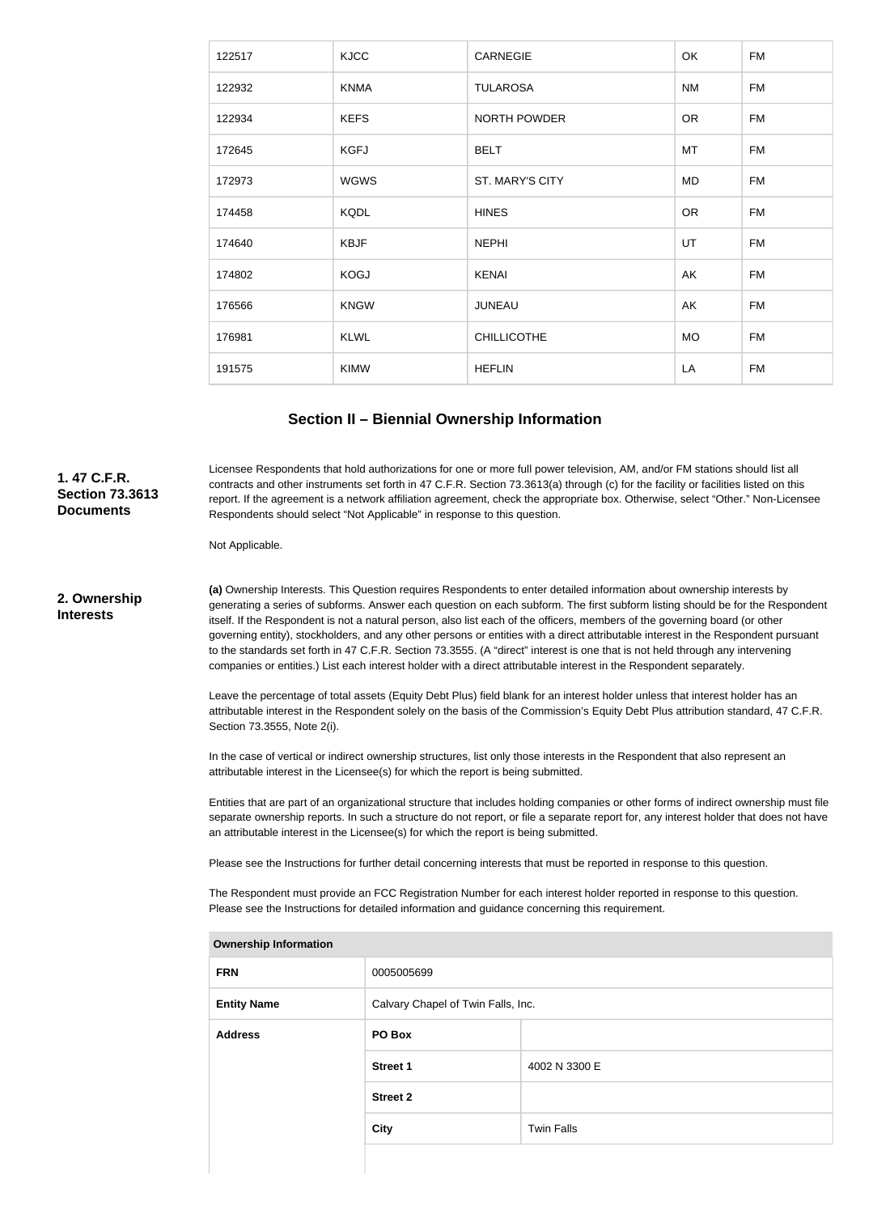| | | | | |
|---|---|---|---|---|
| 122517 | KJCC | CARNEGIE | OK | FM |
| 122932 | KNMA | TULAROSA | NM | FM |
| 122934 | KEFS | NORTH POWDER | OR | FM |
| 172645 | KGFJ | BELT | MT | FM |
| 172973 | WGWS | ST. MARY'S CITY | MD | FM |
| 174458 | KQDL | HINES | OR | FM |
| 174640 | KBJF | NEPHI | UT | FM |
| 174802 | KOGJ | KENAI | AK | FM |
| 176566 | KNGW | JUNEAU | AK | FM |
| 176981 | KLWL | CHILLICOTHE | MO | FM |
| 191575 | KIMW | HEFLIN | LA | FM |

## Section II – Biennial Ownership Information

**1. 47 C.F.R. Section 73.3613 Documents**

Licensee Respondents that hold authorizations for one or more full power television, AM, and/or FM stations should list all contracts and other instruments set forth in 47 C.F.R. Section 73.3613(a) through (c) for the facility or facilities listed on this report. If the agreement is a network affiliation agreement, check the appropriate box. Otherwise, select "Other." Non-Licensee Respondents should select "Not Applicable" in response to this question.

Not Applicable.

**2. Ownership Interests**

**(a)** Ownership Interests. This Question requires Respondents to enter detailed information about ownership interests by generating a series of subforms. Answer each question on each subform. The first subform listing should be for the Respondent itself. If the Respondent is not a natural person, also list each of the officers, members of the governing board (or other governing entity), stockholders, and any other persons or entities with a direct attributable interest in the Respondent pursuant to the standards set forth in 47 C.F.R. Section 73.3555. (A "direct" interest is one that is not held through any intervening companies or entities.) List each interest holder with a direct attributable interest in the Respondent separately.

Leave the percentage of total assets (Equity Debt Plus) field blank for an interest holder unless that interest holder has an attributable interest in the Respondent solely on the basis of the Commission's Equity Debt Plus attribution standard, 47 C.F.R. Section 73.3555, Note 2(i).

In the case of vertical or indirect ownership structures, list only those interests in the Respondent that also represent an attributable interest in the Licensee(s) for which the report is being submitted.

Entities that are part of an organizational structure that includes holding companies or other forms of indirect ownership must file separate ownership reports. In such a structure do not report, or file a separate report for, any interest holder that does not have an attributable interest in the Licensee(s) for which the report is being submitted.

Please see the Instructions for further detail concerning interests that must be reported in response to this question.

The Respondent must provide an FCC Registration Number for each interest holder reported in response to this question. Please see the Instructions for detailed information and guidance concerning this requirement.

| Ownership Information | | |
|---|---|---|
| **FRN** | 0005005699 | |
| **Entity Name** | Calvary Chapel of Twin Falls, Inc. | |
| **Address** | **PO Box** | |
| | **Street 1** | 4002 N 3300 E |
| | **Street 2** | |
| | **City** | Twin Falls |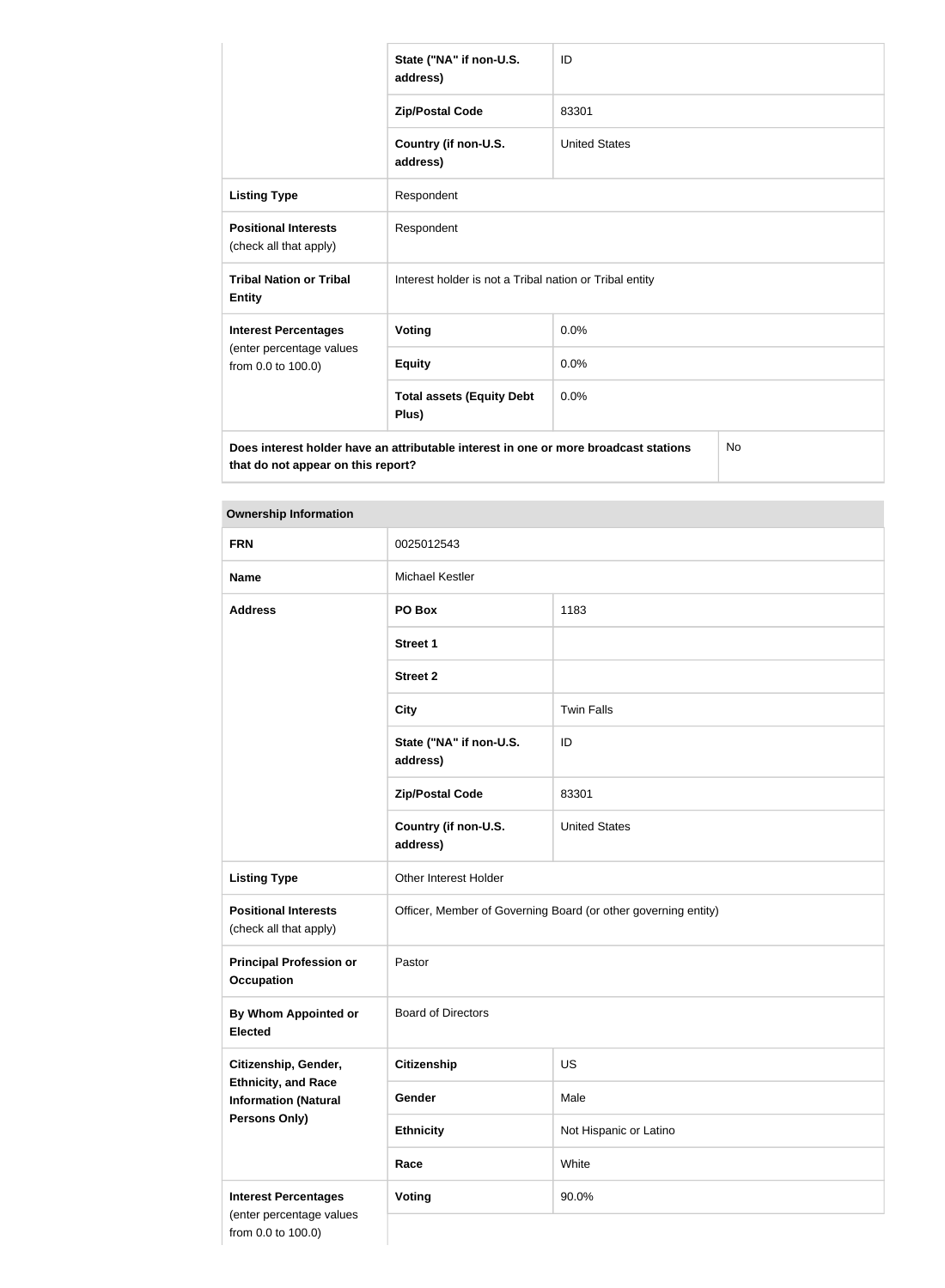| | | |
|---|---|---|
| | State ("NA" if non-U.S. address) | ID |
| | Zip/Postal Code | 83301 |
| | Country (if non-U.S. address) | United States |
| **Listing Type** | Respondent | |
| **Positional Interests** (check all that apply) | Respondent | |
| **Tribal Nation or Tribal Entity** | Interest holder is not a Tribal nation or Tribal entity | |
| **Interest Percentages** (enter percentage values from 0.0 to 100.0) | **Voting** | 0.0% |
| | **Equity** | 0.0% |
| | **Total assets (Equity Debt Plus)** | 0.0% |
| **Does interest holder have an attributable interest in one or more broadcast stations that do not appear on this report?** | | No |

| **Ownership Information** | | |
|---|---|---|
| **FRN** | 0025012543 | |
| **Name** | Michael Kestler | |
| **Address** | **PO Box** | 1183 |
| | **Street 1** | |
| | **Street 2** | |
| | **City** | Twin Falls |
| | **State ("NA" if non-U.S. address)** | ID |
| | **Zip/Postal Code** | 83301 |
| | **Country (if non-U.S. address)** | United States |
| **Listing Type** | Other Interest Holder | |
| **Positional Interests** (check all that apply) | Officer, Member of Governing Board (or other governing entity) | |
| **Principal Profession or Occupation** | Pastor | |
| **By Whom Appointed or Elected** | Board of Directors | |
| **Citizenship, Gender, Ethnicity, and Race Information (Natural Persons Only)** | **Citizenship** | US |
| | **Gender** | Male |
| | **Ethnicity** | Not Hispanic or Latino |
| | **Race** | White |
| **Interest Percentages** (enter percentage values from 0.0 to 100.0) | **Voting** | 90.0% |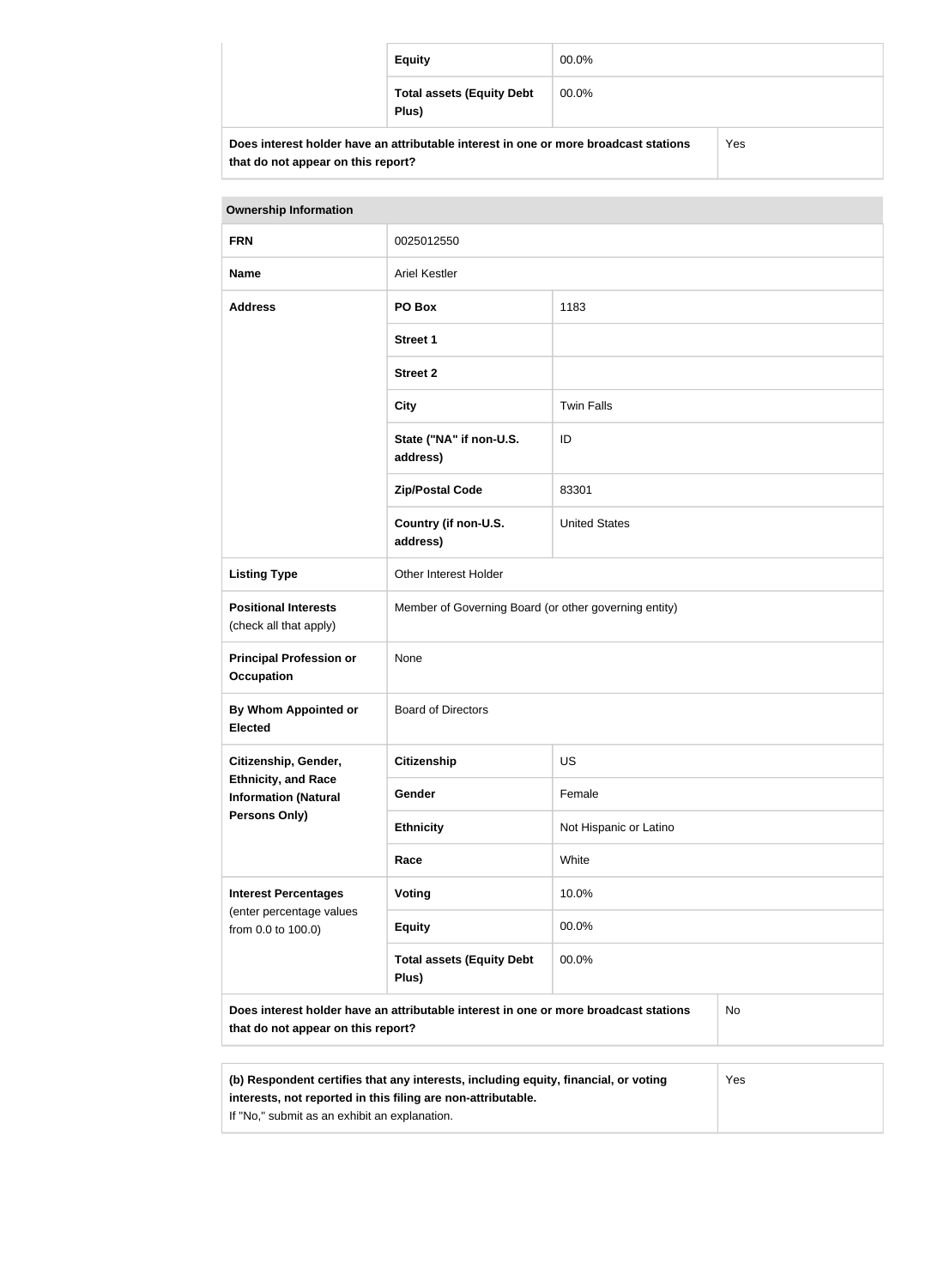| | | |
|---|---|---|
| | **Equity** | 00.0% |
| | **Total assets (Equity Debt Plus)** | 00.0% |
| **Does interest holder have an attributable interest in one or more broadcast stations that do not appear on this report?** | | Yes |

| **Ownership Information** | | |
|---|---|---|
| **FRN** | 0025012550 | |
| **Name** | Ariel Kestler | |
| **Address** | **PO Box** | 1183 |
| | **Street 1** | |
| | **Street 2** | |
| | **City** | Twin Falls |
| | **State ("NA" if non-U.S. address)** | ID |
| | **Zip/Postal Code** | 83301 |
| | **Country (if non-U.S. address)** | United States |
| **Listing Type** | Other Interest Holder | |
| **Positional Interests** (check all that apply) | Member of Governing Board (or other governing entity) | |
| **Principal Profession or Occupation** | None | |
| **By Whom Appointed or Elected** | Board of Directors | |
| **Citizenship, Gender, Ethnicity, and Race Information (Natural Persons Only)** | **Citizenship** | US |
| | **Gender** | Female |
| | **Ethnicity** | Not Hispanic or Latino |
| | **Race** | White |
| **Interest Percentages** (enter percentage values from 0.0 to 100.0) | **Voting** | 10.0% |
| | **Equity** | 00.0% |
| | **Total assets (Equity Debt Plus)** | 00.0% |
| **Does interest holder have an attributable interest in one or more broadcast stations that do not appear on this report?** | | No |

| | |
|---|---|
| **(b) Respondent certifies that any interests, including equity, financial, or voting interests, not reported in this filing are non-attributable.** If "No," submit as an exhibit an explanation. | Yes |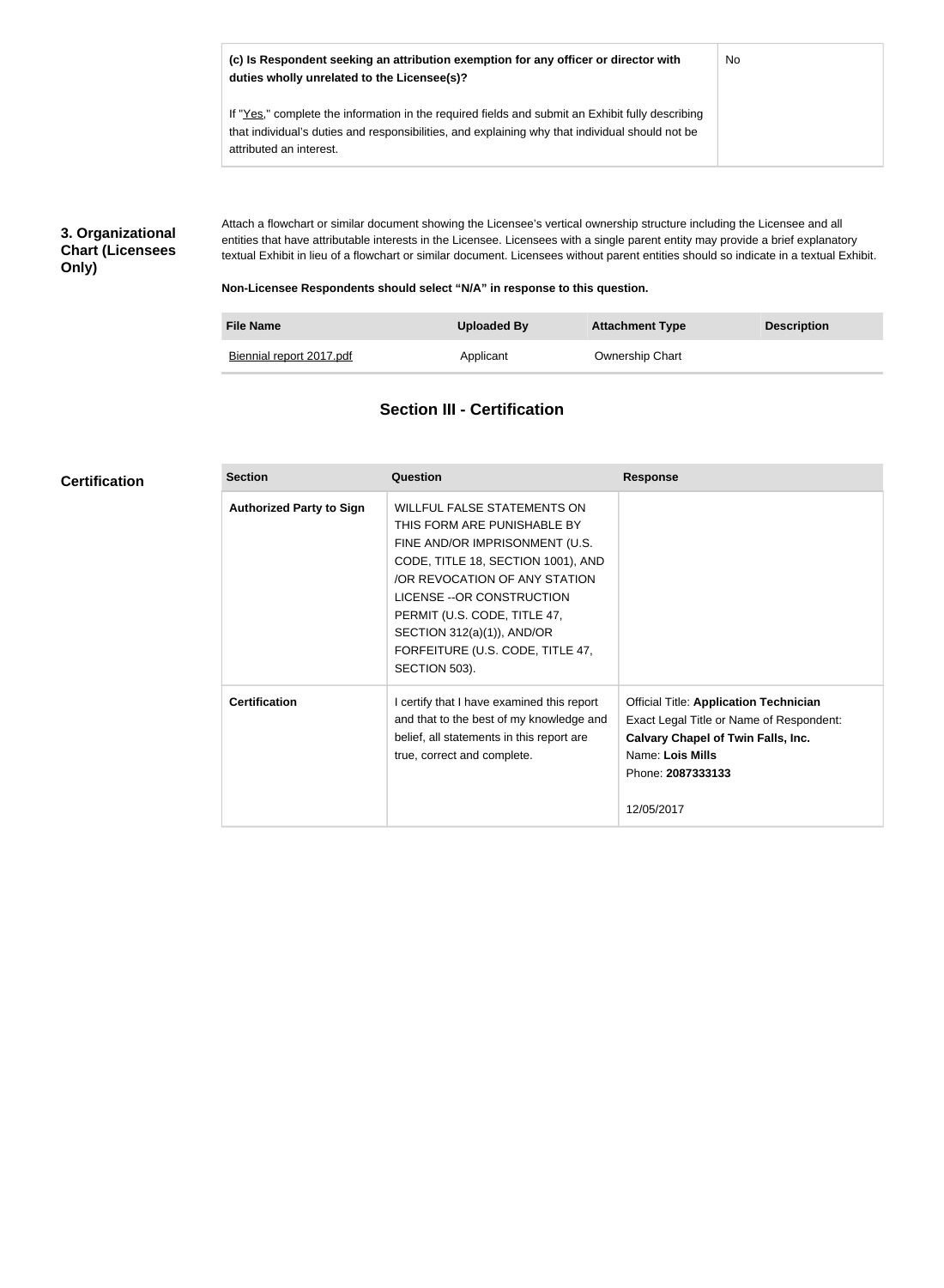| | |
|---|---|
| **(c) Is Respondent seeking an attribution exemption for any officer or director with duties wholly unrelated to the Licensee(s)?**<br><br>If "Yes," complete the information in the required fields and submit an Exhibit fully describing that individual's duties and responsibilities, and explaining why that individual should not be attributed an interest. | No |

**3. Organizational Chart (Licensees Only)**

Attach a flowchart or similar document showing the Licensee's vertical ownership structure including the Licensee and all entities that have attributable interests in the Licensee. Licensees with a single parent entity may provide a brief explanatory textual Exhibit in lieu of a flowchart or similar document. Licensees without parent entities should so indicate in a textual Exhibit.

**Non-Licensee Respondents should select "N/A" in response to this question.**

| File Name | Uploaded By | Attachment Type | Description |
|---|---|---|---|
| Biennial report 2017.pdf | Applicant | Ownership Chart | |

## Section III - Certification

**Certification**

| Section | Question | Response |
|---|---|---|
| **Authorized Party to Sign** | WILLFUL FALSE STATEMENTS ON THIS FORM ARE PUNISHABLE BY FINE AND/OR IMPRISONMENT (U.S. CODE, TITLE 18, SECTION 1001), AND /OR REVOCATION OF ANY STATION LICENSE --OR CONSTRUCTION PERMIT (U.S. CODE, TITLE 47, SECTION 312(a)(1)), AND/OR FORFEITURE (U.S. CODE, TITLE 47, SECTION 503). | |
| **Certification** | I certify that I have examined this report and that to the best of my knowledge and belief, all statements in this report are true, correct and complete. | Official Title: **Application Technician**<br>Exact Legal Title or Name of Respondent: **Calvary Chapel of Twin Falls, Inc.**<br>Name: **Lois Mills**<br>Phone: **2087333133**<br><br>12/05/2017 |